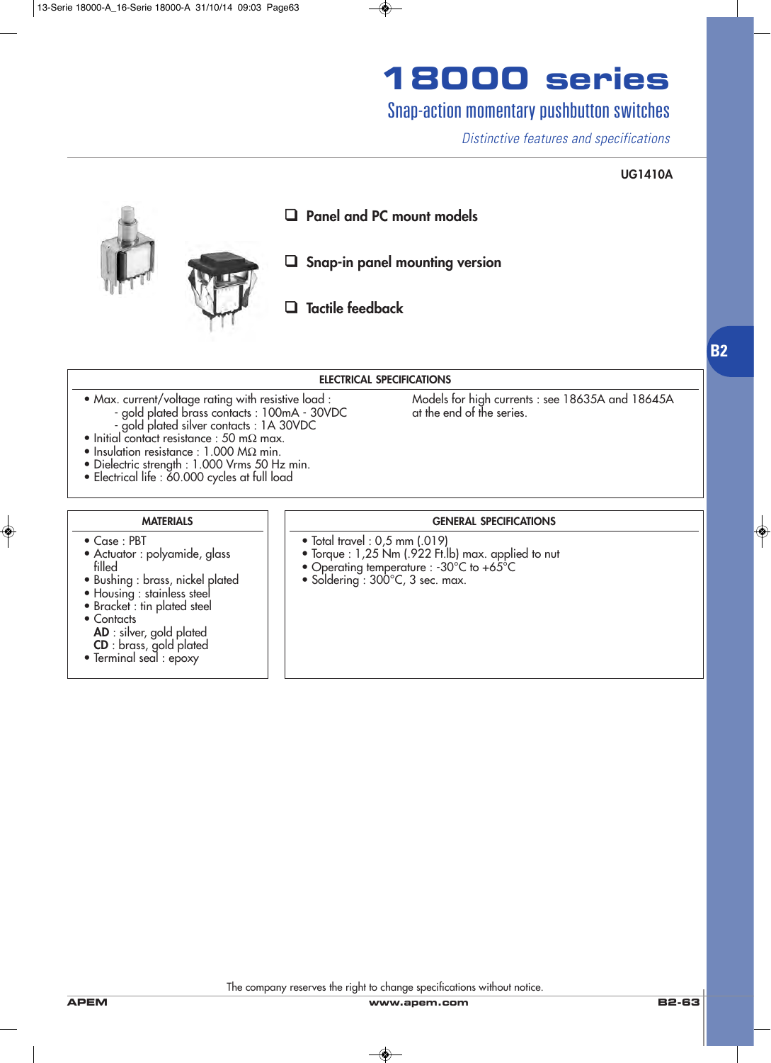# 18000 series

## Snap-action momentary pushbutton switches

*Distinctive features and specifications*

**UG1410A**

- **Panel and PC mount models**
- **Snap-in panel mounting version**
- **Tactile feedback**

B2

### ELECTRICAL SPECIFICATIONS

- Max. current/voltage rating with resistive load :
  - gold plated brass contacts : 100mA - 30VDC
  - gold plated silver contacts : 1A 30VDC
- Initial contact resistance : 50 mΩ max.
- Insulation resistance : 1.000 MΩ min.
- Dielectric strength : 1.000 Vrms 50 Hz min.
- Electrical life : 60.000 cycles at full load

Models for high currents : see 18635A and 18645A at the end of the series.

### MATERIALS

- Case : PBT
- Actuator : polyamide, glass filled
- Bushing : brass, nickel plated
- Housing : stainless steel
- Bracket : tin plated steel
- Contacts
  **AD** : silver, gold plated
  **CD** : brass, gold plated
- Terminal seal : epoxy

### GENERAL SPECIFICATIONS

- Total travel : 0,5 mm (.019)
- Torque : 1,25 Nm (.922 Ft.lb) max. applied to nut
- Operating temperature : -30°C to +65°C
- Soldering : 300°C, 3 sec. max.

The company reserves the right to change specifications without notice.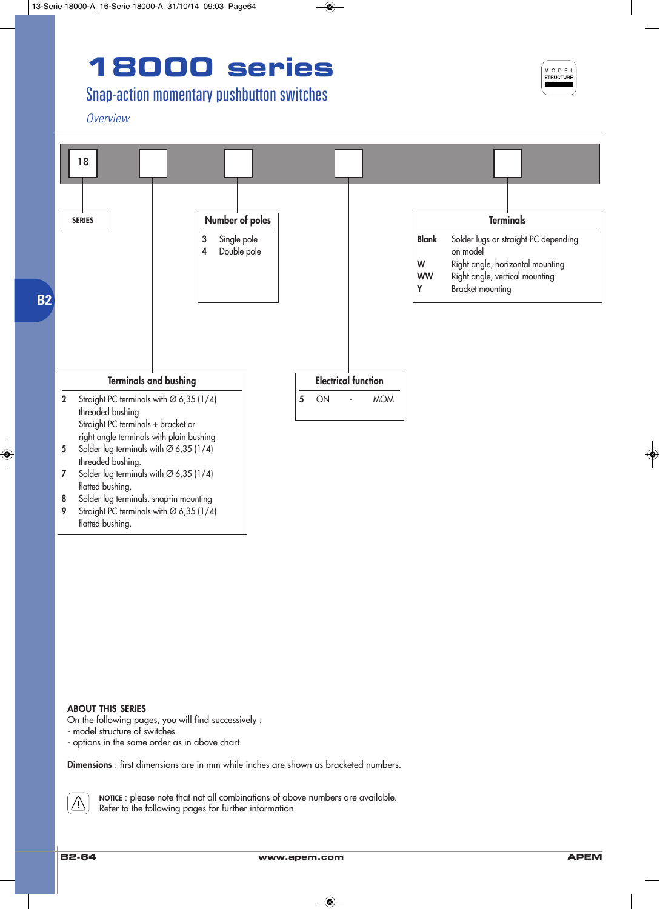# 18000 series

## Snap-action momentary pushbutton switches

*Overview*

MODEL STRUCTURE

| 18 | | | | |
|---|---|---|---|---|

**SERIES**

**Number of poles**

| | |
|---|---|
| 3 | Single pole |
| 4 | Double pole |

**Terminals**

| | |
|---|---|
| **Blank** | Solder lugs or straight PC depending on model |
| **W** | Right angle, horizontal mounting |
| **WW** | Right angle, vertical mounting |
| **Y** | Bracket mounting |

**Terminals and bushing**

| | |
|---|---|
| 2 | Straight PC terminals with Ø 6,35 (1/4) threaded bushing<br>Straight PC terminals + bracket or right angle terminals with plain bushing |
| 5 | Solder lug terminals with Ø 6,35 (1/4) threaded bushing. |
| 7 | Solder lug terminals with Ø 6,35 (1/4) flatted bushing. |
| 8 | Solder lug terminals, snap-in mounting |
| 9 | Straight PC terminals with Ø 6,35 (1/4) flatted bushing. |

**Electrical function**

| | | | |
|---|---|---|---|
| 5 | ON | - | MOM |

**ABOUT THIS SERIES**

On the following pages, you will find successively :
- model structure of switches
- options in the same order as in above chart

**Dimensions** : first dimensions are in mm while inches are shown as bracketed numbers.

NOTICE : please note that not all combinations of above numbers are available.
Refer to the following pages for further information.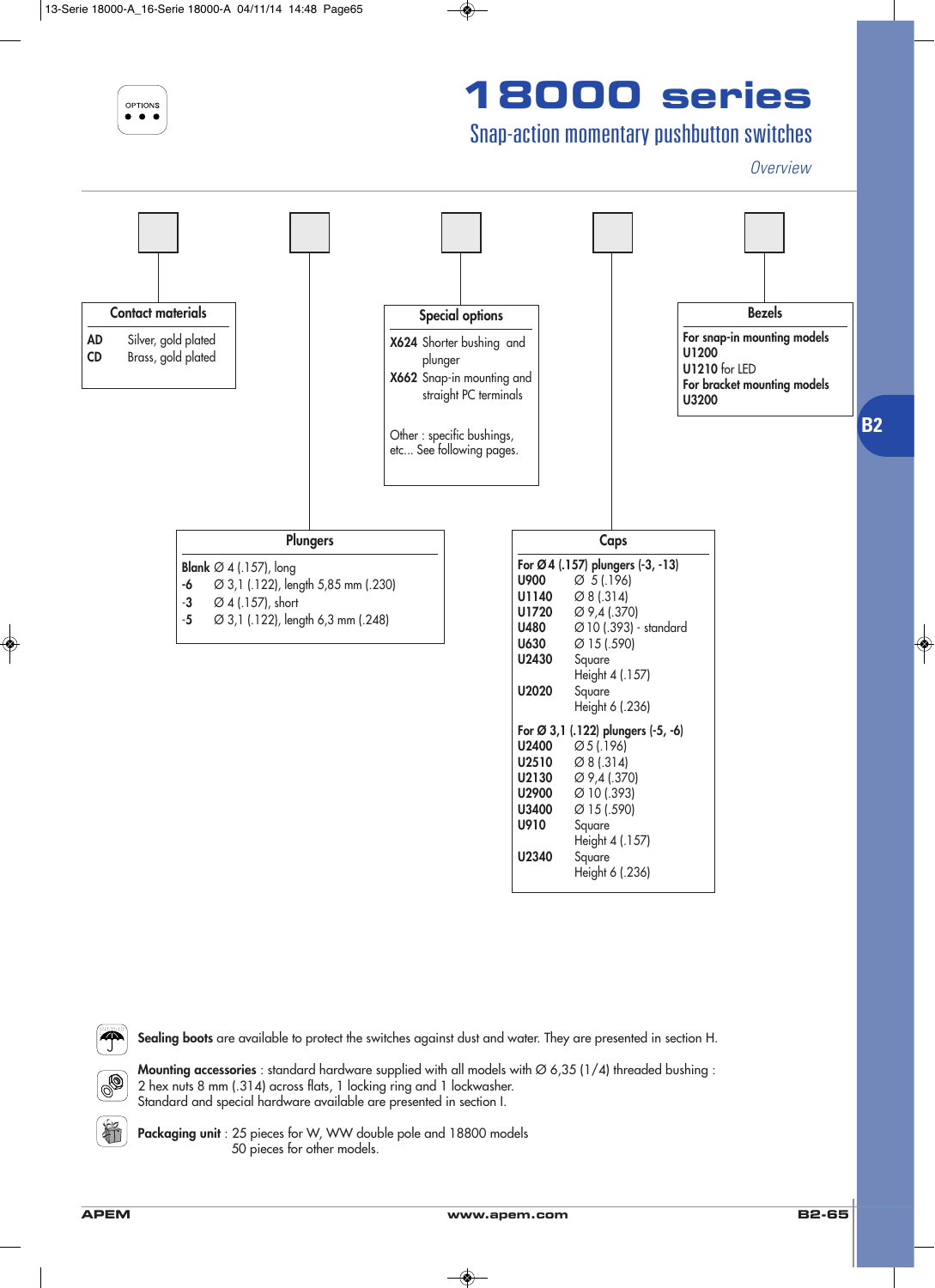# 18000 series

## Snap-action momentary pushbutton switches

*Overview*

OPTIONS

### Contact materials

| Code | Description |
|---|---|
| **AD** | Silver, gold plated |
| **CD** | Brass, gold plated |

### Special options

| Code | Description |
|---|---|
| **X624** | Shorter bushing and plunger |
| **X662** | Snap-in mounting and straight PC terminals |

Other : specific bushings, etc... See following pages.

### Bezels

**For snap-in mounting models**
**U1200**
**U1210** for LED
**For bracket mounting models**
**U3200**

### Plungers

| Code | Description |
|---|---|
| **Blank** | Ø 4 (.157), long |
| **-6** | Ø 3,1 (.122), length 5,85 mm (.230) |
| -3 | Ø 4 (.157), short |
| -5 | Ø 3,1 (.122), length 6,3 mm (.248) |

### Caps

**For Ø 4 (.157) plungers (-3, -13)**

| Code | Description |
|---|---|
| **U900** | Ø 5 (.196) |
| **U1140** | Ø 8 (.314) |
| **U1720** | Ø 9,4 (.370) |
| **U480** | Ø 10 (.393) - standard |
| **U630** | Ø 15 (.590) |
| **U2430** | Square Height 4 (.157) |
| **U2020** | Square Height 6 (.236) |

**For Ø 3,1 (.122) plungers (-5, -6)**

| Code | Description |
|---|---|
| **U2400** | Ø 5 (.196) |
| **U2510** | Ø 8 (.314) |
| **U2130** | Ø 9,4 (.370) |
| **U2900** | Ø 10 (.393) |
| **U3400** | Ø 15 (.590) |
| **U910** | Square Height 4 (.157) |
| **U2340** | Square Height 6 (.236) |

**Sealing boots** are available to protect the switches against dust and water. They are presented in section H.

**Mounting accessories** : standard hardware supplied with all models with Ø 6,35 (1/4) threaded bushing : 2 hex nuts 8 mm (.314) across flats, 1 locking ring and 1 lockwasher.
Standard and special hardware available are presented in section I.

**Packaging unit** : 25 pieces for W, WW double pole and 18800 models
50 pieces for other models.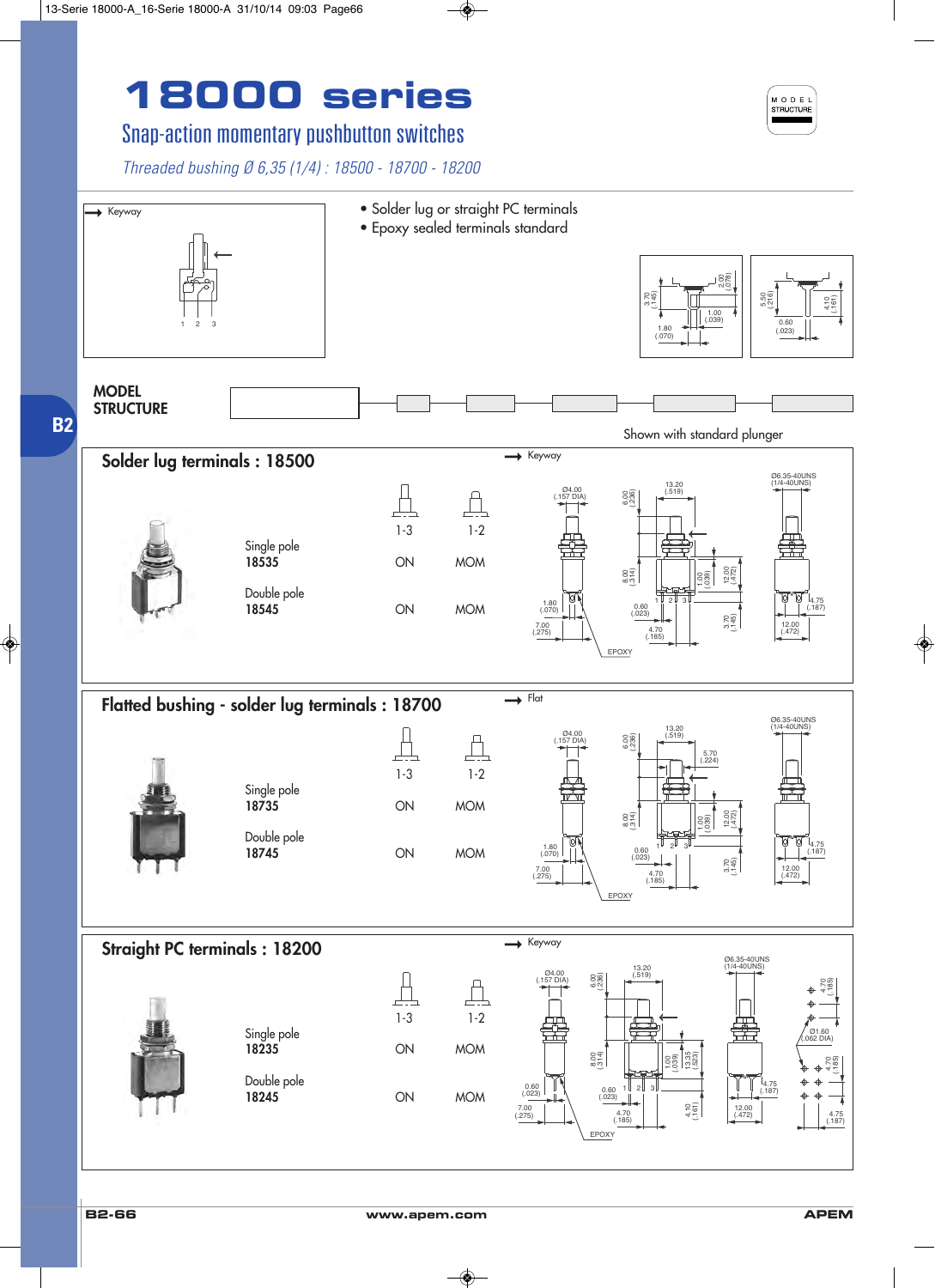# 18000 series

## Snap-action momentary pushbutton switches

*Threaded bushing Ø 6,35 (1/4) : 18500 - 18700 - 18200*

- Solder lug or straight PC terminals
- Epoxy sealed terminals standard

**MODEL STRUCTURE**

Shown with standard plunger

## Solder lug terminals : 18500

| | 1-3 | 1-2 |
|---|---|---|
| Single pole **18535** | ON | MOM |
| Double pole **18545** | ON | MOM |

## Flatted bushing - solder lug terminals : 18700

| | 1-3 | 1-2 |
|---|---|---|
| Single pole **18735** | ON | MOM |
| Double pole **18745** | ON | MOM |

## Straight PC terminals : 18200

| | 1-3 | 1-2 |
|---|---|---|
| Single pole **18235** | ON | MOM |
| Double pole **18245** | ON | MOM |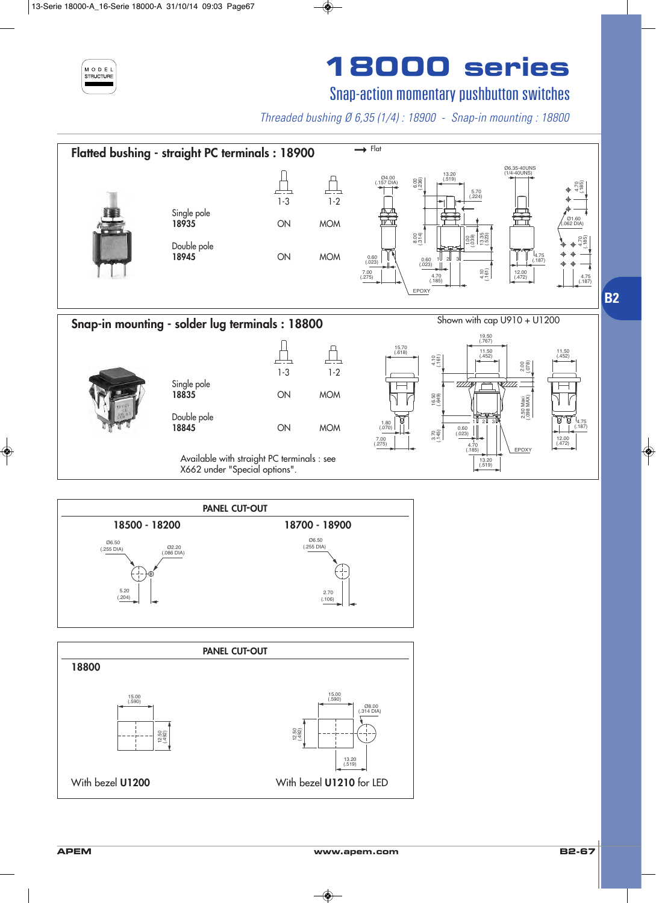# 18000 series

## Snap-action momentary pushbutton switches

*Threaded bushing Ø 6,35 (1/4) : 18900 - Snap-in mounting : 18800*

## Flatted bushing - straight PC terminals : 18900

→ Flat

| | 1-3 | 1-2 |
|---|---|---|
| Single pole **18935** | ON | MOM |
| Double pole **18945** | ON | MOM |

## Snap-in mounting - solder lug terminals : 18800

Shown with cap U910 + U1200

| | 1-3 | 1-2 |
|---|---|---|
| Single pole **18835** | ON | MOM |
| Double pole **18845** | ON | MOM |

Available with straight PC terminals : see X662 under "Special options".

## PANEL CUT-OUT

**18500 - 18200**

Ø6.50 (.255 DIA) Ø2.20 (.086 DIA) 5.20 (.204)

**18700 - 18900**

Ø6.50 (.255 DIA) 2.70 (.106)

## PANEL CUT-OUT

**18800**

15.00 (.590) 12.50 (.492)

With bezel **U1200**

15.00 (.590) Ø8.00 (.314 DIA) 12.50 (.492) 13.20 (.519)

With bezel **U1210** for LED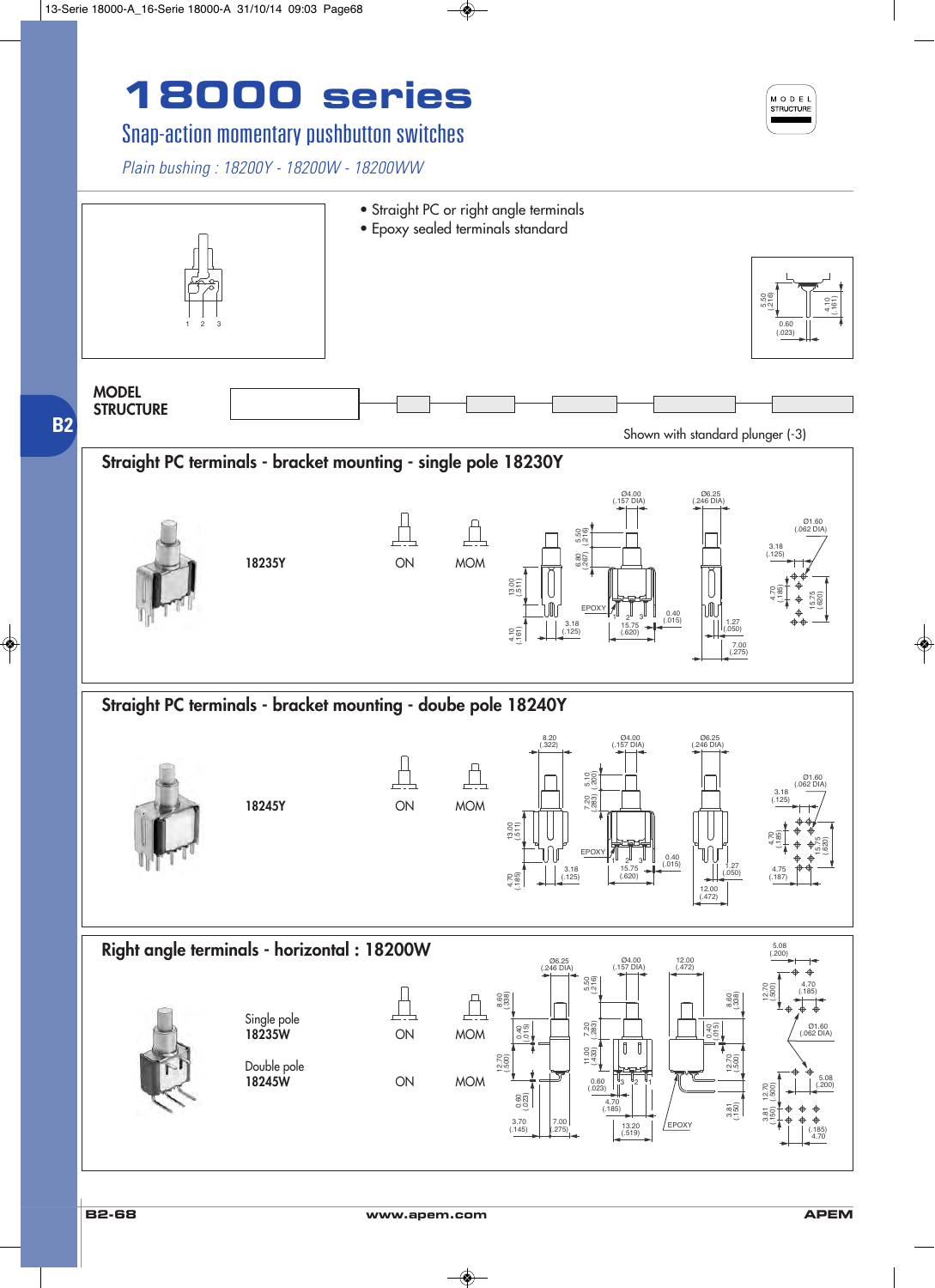# 18000 series

## Snap-action momentary pushbutton switches

*Plain bushing : 18200Y - 18200WW - 18200WW*

- Straight PC or right angle terminals
- Epoxy sealed terminals standard

**MODEL STRUCTURE**

Shown with standard plunger (-3)

### Straight PC terminals - bracket mounting - single pole 18230Y

| | | |
|---|---|---|
| 18235Y | ON | MOM |

### Straight PC terminals - bracket mounting - doube pole 18240Y

| | | |
|---|---|---|
| 18245Y | ON | MOM |

### Right angle terminals - horizontal : 18200W

| | | |
|---|---|---|
| Single pole **18235W** | ON | MOM |
| Double pole **18245W** | ON | MOM |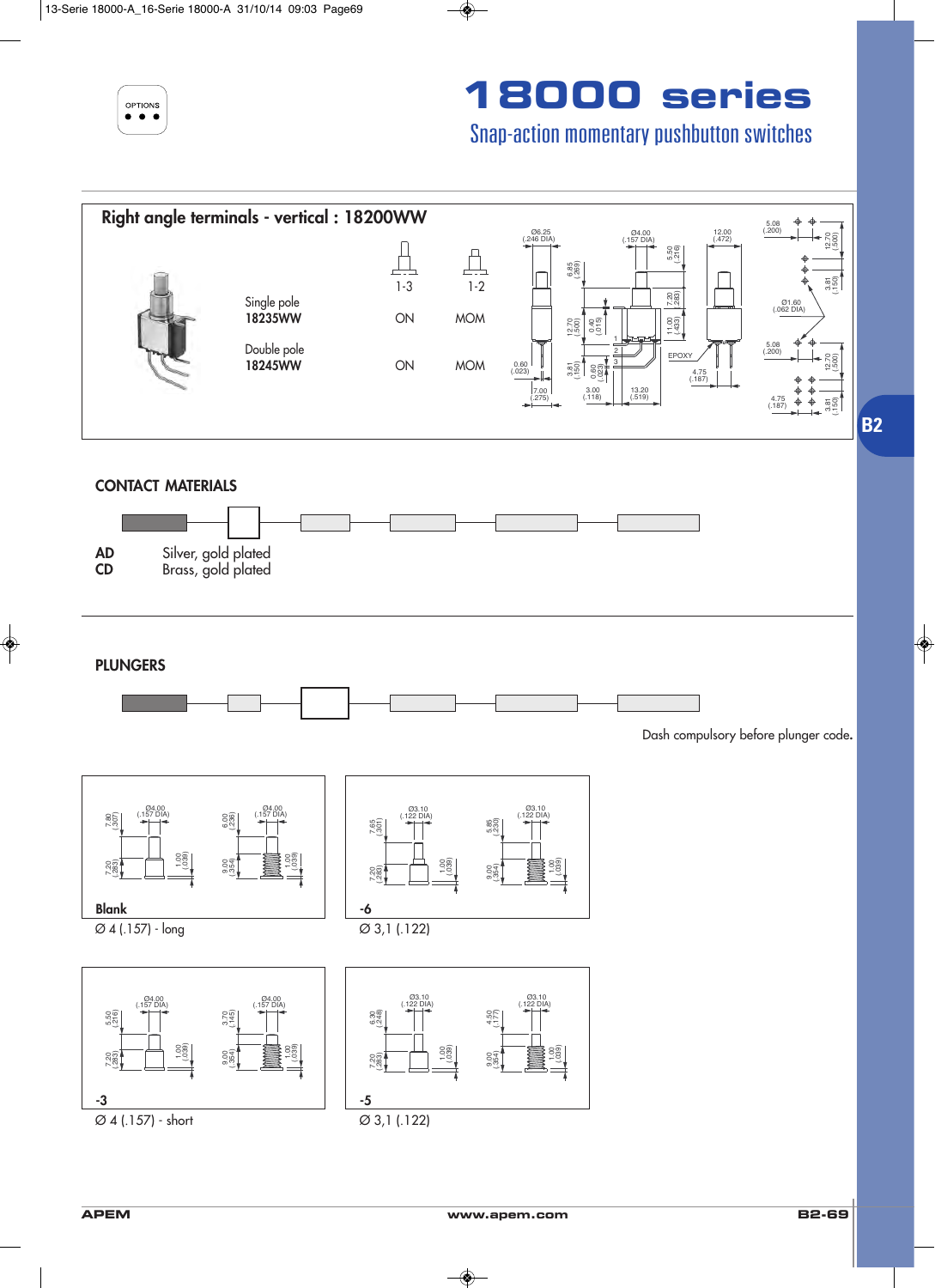# 18000 series

## Snap-action momentary pushbutton switches

## Right angle terminals - vertical : 18200WW

| | 1-3 | 1-2 |
|---|---|---|
| Single pole **18235WW** | ON | MOM |
| Double pole **18245WW** | ON | MOM |

## CONTACT MATERIALS

**AD** Silver, gold plated
**CD** Brass, gold plated

## PLUNGERS

Dash compulsory before plunger code.

**Blank**
Ø 4 (.157) - long

**-6**
Ø 3,1 (.122)

**-3**
Ø 4 (.157) - short

**-5**
Ø 3,1 (.122)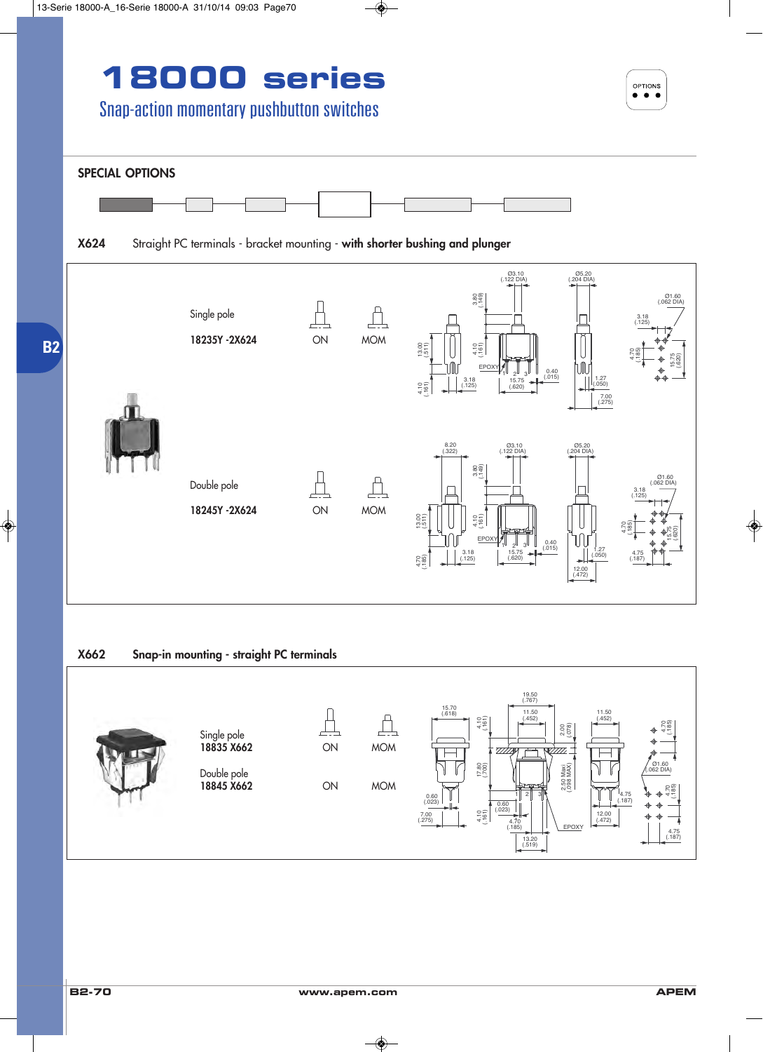# 18000 series

## Snap-action momentary pushbutton switches

OPTIONS

### SPECIAL OPTIONS

**X624** Straight PC terminals - bracket mounting - **with shorter bushing and plunger**

| | Part number | | |
|---|---|---|---|
| Single pole | **18235Y -2X624** | ON | MOM |
| Double pole | **18245Y -2X624** | ON | MOM |

**X662** **Snap-in mounting - straight PC terminals**

| | Part number | | |
|---|---|---|---|
| Single pole | **18835 X662** | ON | MOM |
| Double pole | **18845 X662** | ON | MOM |

www.apem.com

APEM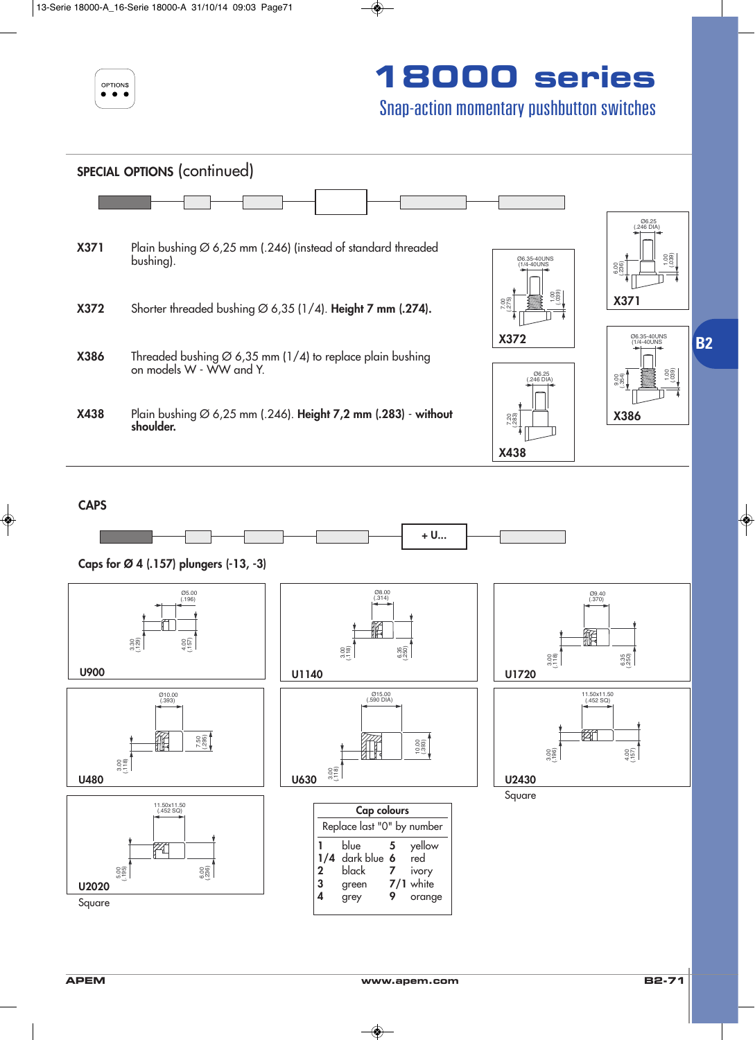# 18000 series

## Snap-action momentary pushbutton switches

## SPECIAL OPTIONS (continued)

**X371** Plain bushing Ø 6,25 mm (.246) (instead of standard threaded bushing).

**X372** Shorter threaded bushing Ø 6,35 (1/4). **Height 7 mm (.274).**

**X386** Threaded bushing Ø 6,35 mm (1/4) to replace plain bushing on models W - WW and Y.

**X438** Plain bushing Ø 6,25 mm (.246). **Height 7,2 mm (.283)** - **without shoulder.**

X372: Ø6.35-40UNS (1/4-40UNS); 7.00 (.275); 1.00 (.039)

X371: Ø6.25 (.246 DIA); 6.00 (.236); 1.00 (.039)

X386: Ø6.35-40UNS (1/4-40UNS); 9.00 (.354); 1.00 (.039)

X438: Ø6.25 (.246 DIA); 7.20 (.283)

## CAPS

+ U...

### Caps for Ø 4 (.157) plungers (-13, -3)

U900: Ø5.00 (.196); 3.30 (.129); 4.00 (.157)

U1140: Ø8.00 (.314); 3.00 (.118); 6.35 (.250)

U1720: Ø9.40 (.370); 3.00 (.118); 6.35 (.250)

U480: Ø10.00 (.393); 3.00 (.118); 7.50 (.295)

U630: Ø15.00 (.590 DIA); 3.00 (.118); 10.00 (.393)

U2430: 11.50x11.50 (.452 SQ); 3.00 (.196); 4.00 (.157)
Square

U2020: 11.50x11.50 (.452 SQ); 5.00 (.195); 6.00 (.236)
Square

| Cap colours | | | |
|---|---|---|---|
| Replace last "0" by number | | | |
| 1 | blue | 5 | yellow |
| 1/4 | dark blue | 6 | red |
| 2 | black | 7 | ivory |
| 3 | green | 7/1 | white |
| 4 | grey | 9 | orange |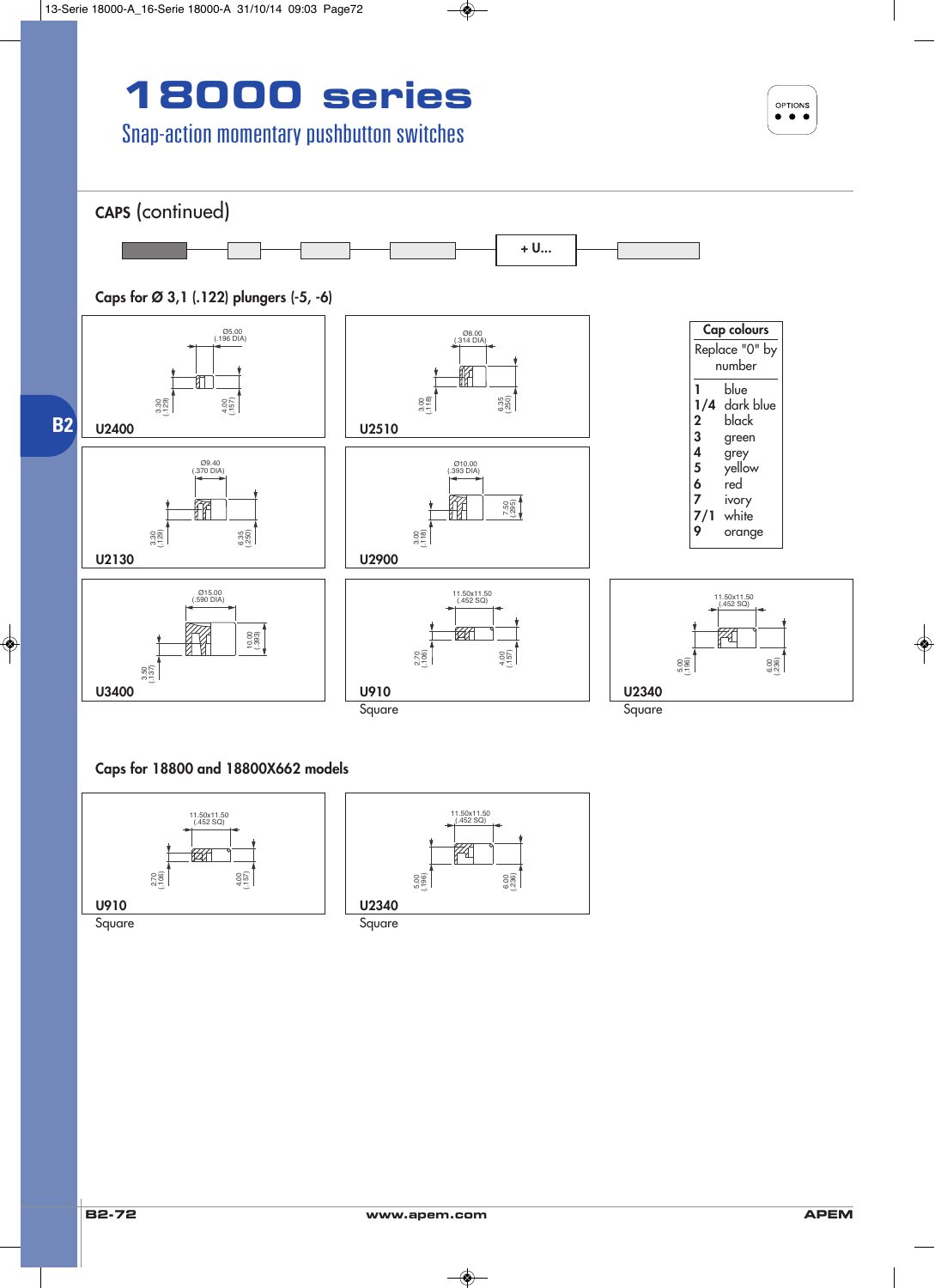# 18000 series

## Snap-action momentary pushbutton switches

OPTIONS

### CAPS (continued)

+ U...

### Caps for Ø 3,1 (.122) plungers (-5, -6)

**U2400**

Ø5.00 (.196 DIA)
3.30 (.129)
4.00 (.157)

**U2510**

Ø8.00 (.314 DIA)
3.00 (.118)
6.35 (.250)

**U2130**

Ø9.40 (.370 DIA)
3.30 (.129)
6.35 (.250)

**U2900**

Ø10.00 (.393 DIA)
3.00 (.118)
7.50 (.295)

**U3400**

Ø15.00 (.590 DIA)
3.50 (.137)
10.00 (.393)

**U910**
Square

11.50x11.50 (.452 SQ)
2.70 (.106)
4.00 (.157)

**U2340**
Square

11.50x11.50 (.452 SQ)
5.00 (.196)
6.00 (.236)

| Cap colours | |
|---|---|
| Replace "0" by number | |
| 1 | blue |
| 1/4 | dark blue |
| 2 | black |
| 3 | green |
| 4 | grey |
| 5 | yellow |
| 6 | red |
| 7 | ivory |
| 7/1 | white |
| 9 | orange |

### Caps for 18800 and 18800X662 models

**U910**
Square

11.50x11.50 (.452 SQ)
2.70 (.106)
4.00 (.157)

**U2340**
Square

11.50x11.50 (.452 SQ)
5.00 (.196)
6.00 (.236)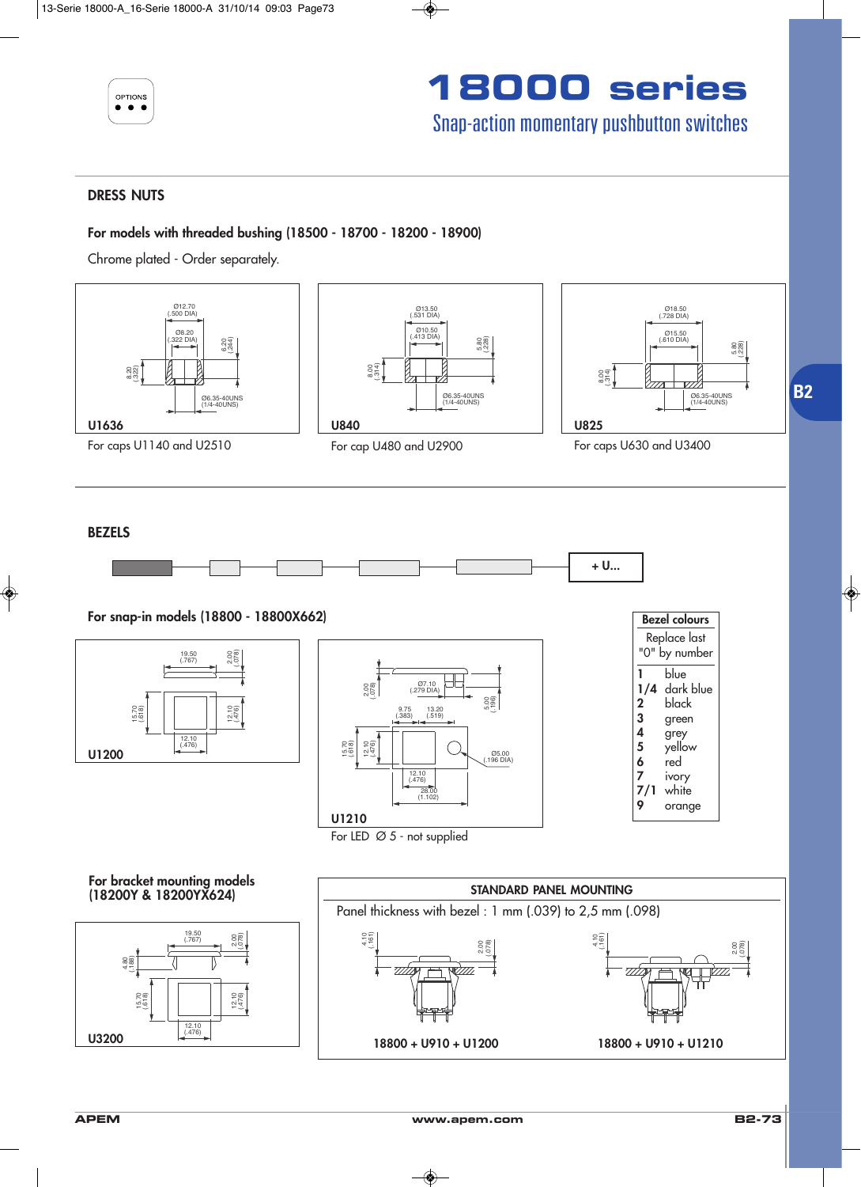# 18000 series

## Snap-action momentary pushbutton switches

### DRESS NUTS

**For models with threaded bushing (18500 - 18700 - 18200 - 18900)**

Chrome plated - Order separately.

**U1636**

For caps U1140 and U2510

**U840**

For cap U480 and U2900

**U825**

For caps U630 and U3400

### BEZELS

+ U...

**For snap-in models (18800 - 18800X662)**

**U1200**

**U1210**

For LED Ø 5 - not supplied

| Bezel colours | |
|---|---|
| Replace last "0" by number | |
| **1** | blue |
| **1/4** | dark blue |
| **2** | black |
| **3** | green |
| **4** | grey |
| **5** | yellow |
| **6** | red |
| **7** | ivory |
| **7/1** | white |
| **9** | orange |

**For bracket mounting models (18200Y & 18200YX624)**

**U3200**

**STANDARD PANEL MOUNTING**

Panel thickness with bezel : 1 mm (.039) to 2,5 mm (.098)

**18800 + U910 + U1200**

**18800 + U910 + U1210**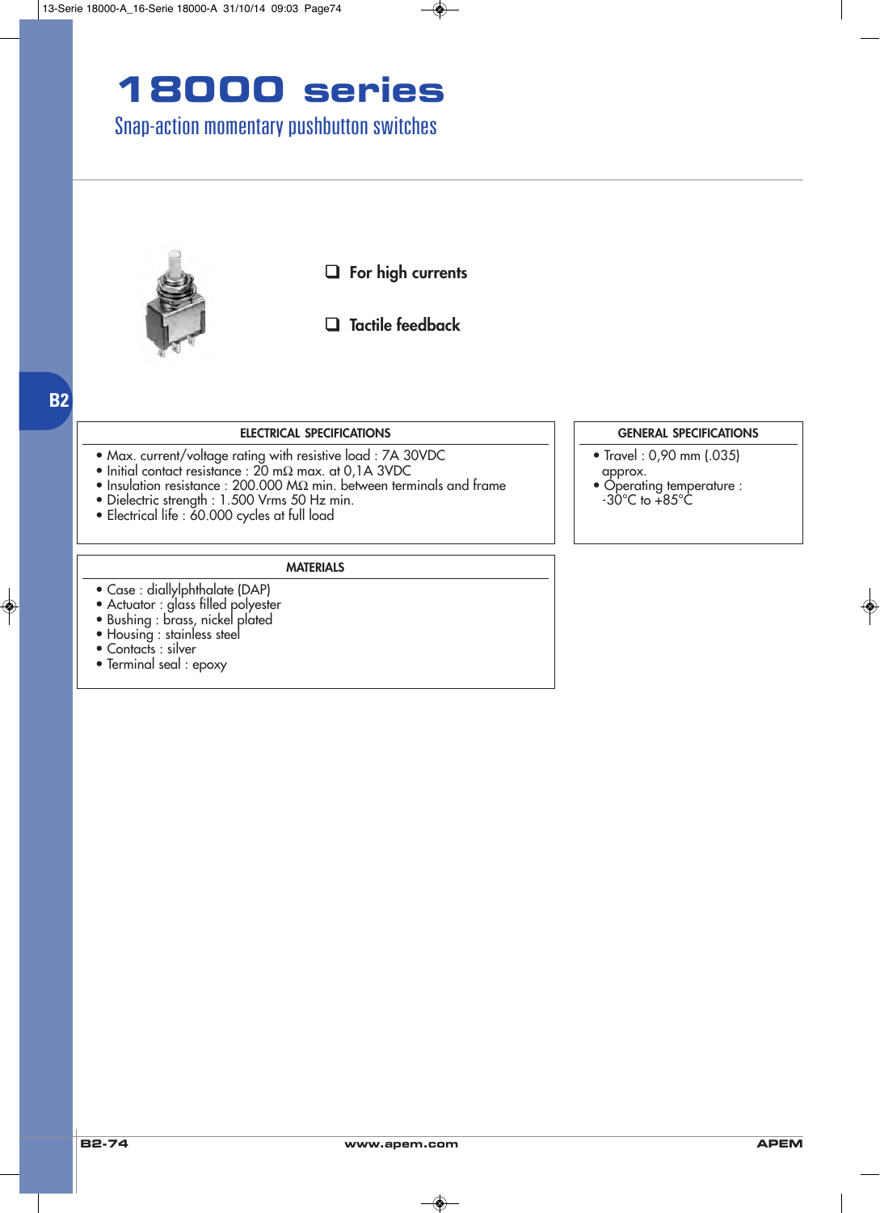# 18000 series

## Snap-action momentary pushbutton switches

- ❑ For high currents
- ❑ Tactile feedback

B2

### ELECTRICAL SPECIFICATIONS

- Max. current/voltage rating with resistive load : 7A 30VDC
- Initial contact resistance : 20 mΩ max. at 0,1A 3VDC
- Insulation resistance : 200.000 MΩ min. between terminals and frame
- Dielectric strength : 1.500 Vrms 50 Hz min.
- Electrical life : 60.000 cycles at full load

### GENERAL SPECIFICATIONS

- Travel : 0,90 mm (.035) approx.
- Operating temperature : -30°C to +85°C

### MATERIALS

- Case : diallylphthalate (DAP)
- Actuator : glass filled polyester
- Bushing : brass, nickel plated
- Housing : stainless steel
- Contacts : silver
- Terminal seal : epoxy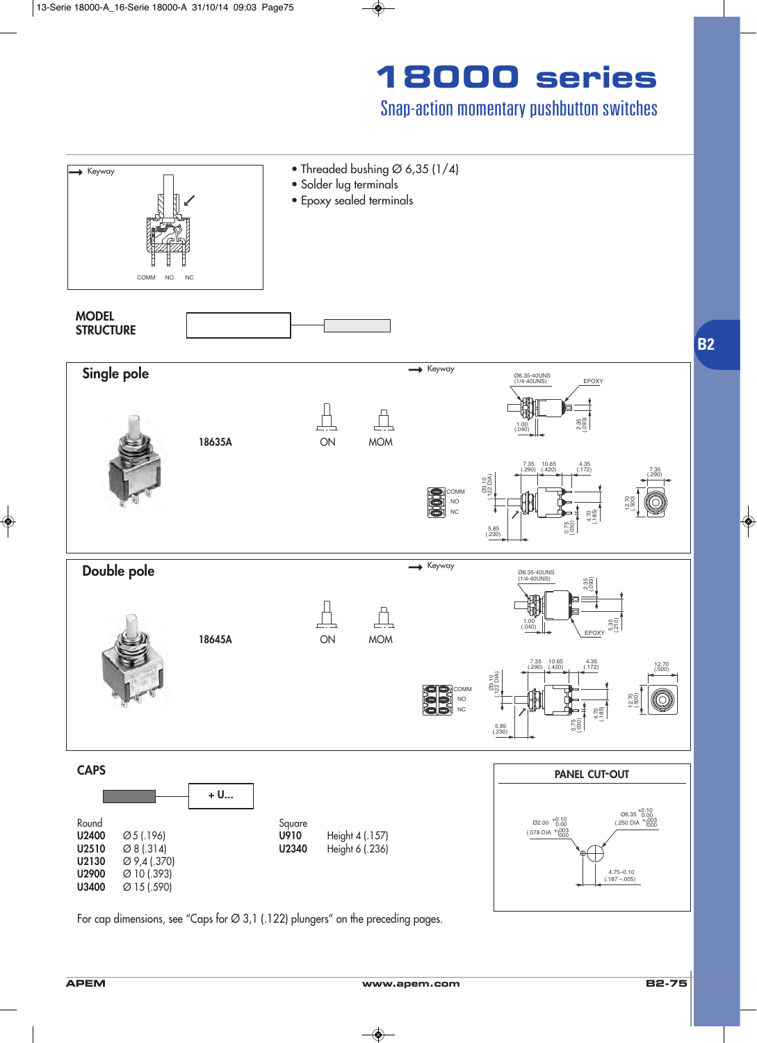# 18000 series

## Snap-action momentary pushbutton switches

Keyway

COMM NO NC

- Threaded bushing Ø 6,35 (1/4)
- Solder lug terminals
- Epoxy sealed terminals

**MODEL STRUCTURE**

B2

## Single pole

Keyway

18635A

ON MOM

Ø6.35-40UNS (1/4-40UNS)

EPOXY

1.00 (.040)

2.35 (.093)

7.35 (.290) 10.65 (.420) 4.35 (.172)

7.35 (.290)

Ø3.10 (.122 DIA)

COMM NO NC

12.70 (.500)

0.75 (.030) 4.70 (.185)

5.85 (.230)

## Double pole

Keyway

18645A

ON MOM

Ø6.35-40UNS (1/4-40UNS)

2.35 (.093)

1.00 (.040)

EPOXY

5.35 (.210)

7.35 (.290) 10.65 (.420) 4.35 (.172)

12.70 (.500)

Ø3.10 (.122 DIA)

COMM NO NC

12.70 (.500)

0.75 (.030) 4.70 (.185)

5.85 (.230)

## CAPS

+ U...

| Round | | Square | |
|---|---|---|---|
| **U2400** | Ø 5 (.196) | **U910** | Height 4 (.157) |
| **U2510** | Ø 8 (.314) | **U2340** | Height 6 (.236) |
| **U2130** | Ø 9,4 (.370) | | |
| **U2900** | Ø 10 (.393) | | |
| **U3400** | Ø 15 (.590) | | |

For cap dimensions, see "Caps for Ø 3,1 (.122) plungers" on the preceding pages.

## PANEL CUT-OUT

Ø2.00 +0.10 / 0.00 (.078 DIA +.003 / .000)

Ø6.35 +0.10 / 0.00 (.250 DIA +.003 / .000)

4.75–0.10 (.187 –.005)

**APEM** www.apem.com